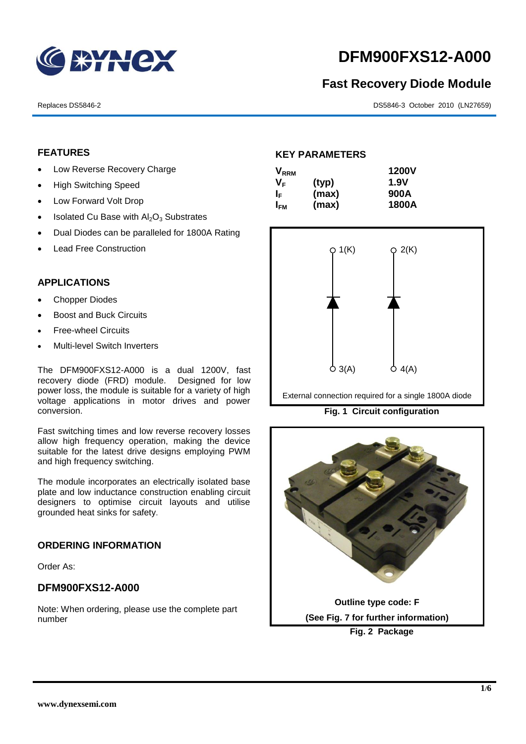# DFM900FXS12-A000

## Fast Recovery Diode Module

Replaces DS5846-2

DS5846-3 October 2010 (LN27659)

## FEATURES

- Low Reverse Recovery Charge
- High Switching Speed
- Low Forward Volt Drop
- Isolated Cu Base with $Al_2O_3$ Substrates
- Dual Diodes can be paralleled for 1800A Rating
- Lead Free Construction

## APPLICATIONS

- Chopper Diodes
- Boost and Buck Circuits
- Free-wheel Circuits
- Multi-level Switch Inverters

The DFM900FXS12-A000 is a dual 1200V, fast recovery diode (FRD) module. Designed for low power loss, the module is suitable for a variety of high voltage applications in motor drives and power conversion.

Fast switching times and low reverse recovery losses allow high frequency operation, making the device suitable for the latest drive designs employing PWM and high frequency switching.

The module incorporates an electrically isolated base plate and low inductance construction enabling circuit designers to optimise circuit layouts and utilise grounded heat sinks for safety.

## ORDERING INFORMATION

Order As:

### DFM900FXS12-A000

Note: When ordering, please use the complete part number

## KEY PARAMETERS

| | | |
|---|---|---|
| $V_{RRM}$ | | 1200V |
| $V_F$ | (typ) | 1.9V |
| $I_F$ | (max) | 900A |
| $I_{FM}$ | (max) | 1800A |

1(K) 2(K) 3(A) 4(A)

External connection required for a single 1800A diode

**Fig. 1 Circuit configuration**

**Outline type code: F**

**(See Fig. 7 for further information)**

**Fig. 2 Package**

www.dynexsemi.com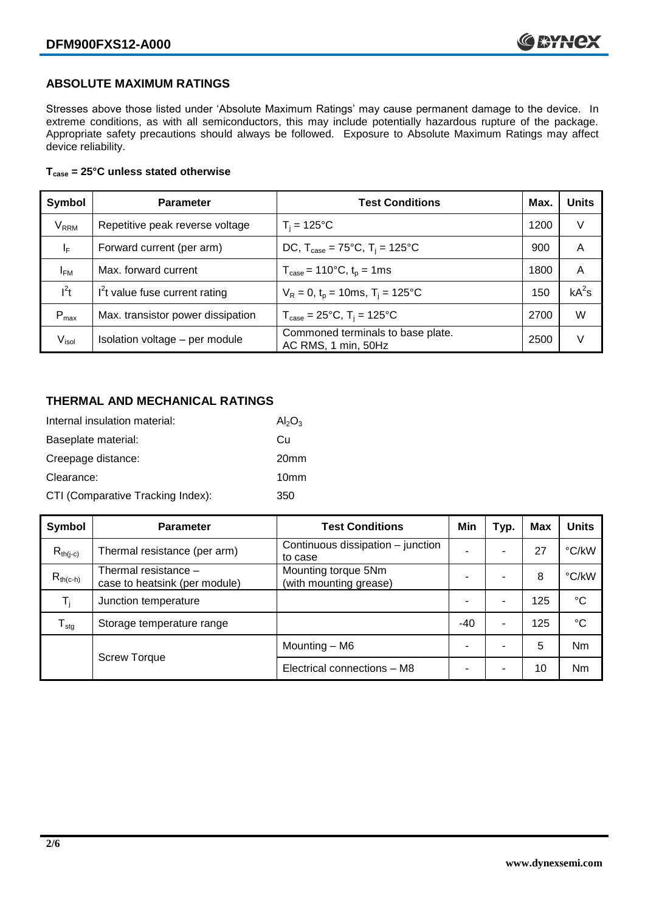## ABSOLUTE MAXIMUM RATINGS

Stresses above those listed under 'Absolute Maximum Ratings' may cause permanent damage to the device. In extreme conditions, as with all semiconductors, this may include potentially hazardous rupture of the package. Appropriate safety precautions should always be followed. Exposure to Absolute Maximum Ratings may affect device reliability.

**$T_{case}$ = 25°C unless stated otherwise**

| Symbol | Parameter | Test Conditions | Max. | Units |
|---|---|---|---|---|
| $V_{RRM}$ | Repetitive peak reverse voltage | $T_j$ = 125°C | 1200 | V |
| $I_F$ | Forward current (per arm) | DC, $T_{case}$ = 75°C, $T_j$ = 125°C | 900 | A |
| $I_{FM}$ | Max. forward current | $T_{case}$ = 110°C, $t_p$ = 1ms | 1800 | A |
| $I^2t$ | $I^2t$ value fuse current rating | $V_R$ = 0, $t_p$ = 10ms, $T_j$ = 125°C | 150 | $kA^2s$ |
| $P_{max}$ | Max. transistor power dissipation | $T_{case}$ = 25°C, $T_j$ = 125°C | 2700 | W |
| $V_{isol}$ | Isolation voltage – per module | Commoned terminals to base plate. AC RMS, 1 min, 50Hz | 2500 | V |

## THERMAL AND MECHANICAL RATINGS

| | |
|---|---|
| Internal insulation material: | $Al_2O_3$ |
| Baseplate material: | Cu |
| Creepage distance: | 20mm |
| Clearance: | 10mm |
| CTI (Comparative Tracking Index): | 350 |

| Symbol | Parameter | Test Conditions | Min | Typ. | Max | Units |
|---|---|---|---|---|---|---|
| $R_{th(j-c)}$ | Thermal resistance (per arm) | Continuous dissipation – junction to case | - | - | 27 | °C/kW |
| $R_{th(c-h)}$ | Thermal resistance – case to heatsink (per module) | Mounting torque 5Nm (with mounting grease) | - | - | 8 | °C/kW |
| $T_j$ | Junction temperature | | - | - | 125 | °C |
| $T_{stg}$ | Storage temperature range | | -40 | - | 125 | °C |
| | Screw Torque | Mounting – M6 | - | - | 5 | Nm |
| | | Electrical connections – M8 | - | - | 10 | Nm |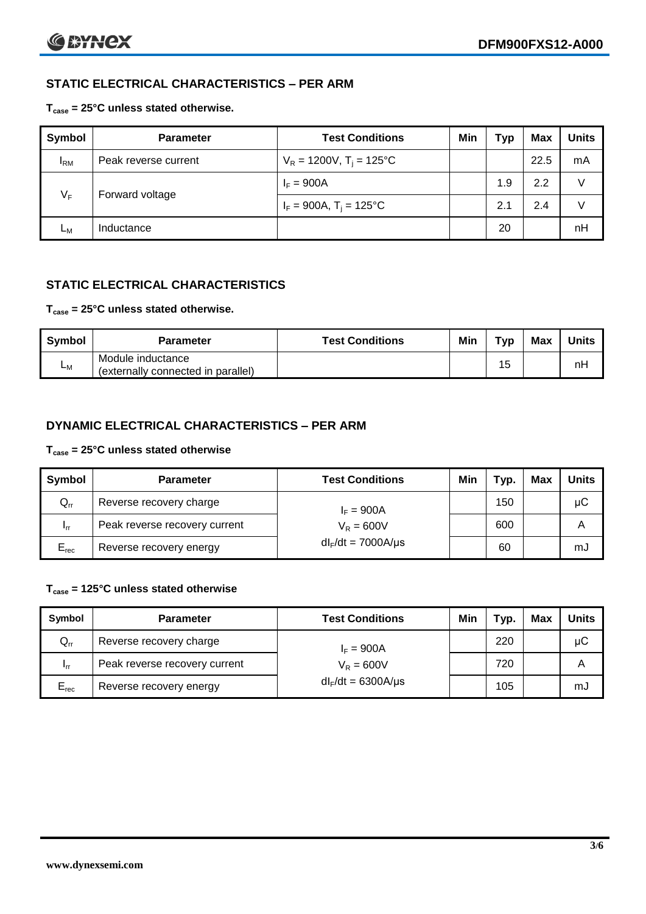## STATIC ELECTRICAL CHARACTERISTICS – PER ARM

**$T_{case}$ = 25°C unless stated otherwise.**

| Symbol | Parameter | Test Conditions | Min | Typ | Max | Units |
|---|---|---|---|---|---|---|
| $I_{RM}$ | Peak reverse current | $V_R$ = 1200V, $T_j$ = 125°C | | | 22.5 | mA |
| $V_F$ | Forward voltage | $I_F$ = 900A | | 1.9 | 2.2 | V |
| | | $I_F$ = 900A, $T_j$ = 125°C | | 2.1 | 2.4 | V |
| $L_M$ | Inductance | | | 20 | | nH |

## STATIC ELECTRICAL CHARACTERISTICS

**$T_{case}$ = 25°C unless stated otherwise.**

| Symbol | Parameter | Test Conditions | Min | Typ | Max | Units |
|---|---|---|---|---|---|---|
| $L_M$ | Module inductance (externally connected in parallel) | | | 15 | | nH |

## DYNAMIC ELECTRICAL CHARACTERISTICS – PER ARM

**$T_{case}$ = 25°C unless stated otherwise**

| Symbol | Parameter | Test Conditions | Min | Typ. | Max | Units |
|---|---|---|---|---|---|---|
| $Q_{rr}$ | Reverse recovery charge | $I_F$ = 900A | | 150 | | μC |
| $I_{rr}$ | Peak reverse recovery current | $V_R$ = 600V | | 600 | | A |
| $E_{rec}$ | Reverse recovery energy | $dI_F/dt$ = 7000A/μs | | 60 | | mJ |

**$T_{case}$ = 125°C unless stated otherwise**

| Symbol | Parameter | Test Conditions | Min | Typ. | Max | Units |
|---|---|---|---|---|---|---|
| $Q_{rr}$ | Reverse recovery charge | $I_F$ = 900A | | 220 | | μC |
| $I_{rr}$ | Peak reverse recovery current | $V_R$ = 600V | | 720 | | A |
| $E_{rec}$ | Reverse recovery energy | $dI_F/dt$ = 6300A/μs | | 105 | | mJ |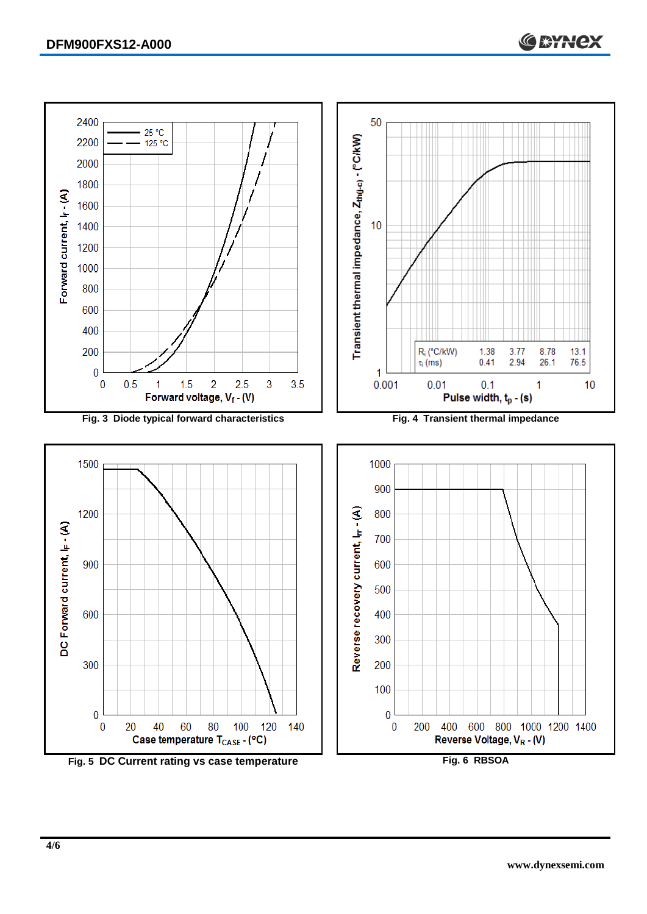Fig. 3 Diode typical forward characteristics

Fig. 4 Transient thermal impedance

| $R_i$ (°C/kW) | 1.38 | 3.77 | 8.78 | 13.1 |
| --- | --- | --- | --- | --- |
| $\tau_i$ (ms) | 0.41 | 2.94 | 26.1 | 76.5 |

Fig. 5 DC Current rating vs case temperature

Fig. 6 RBSOA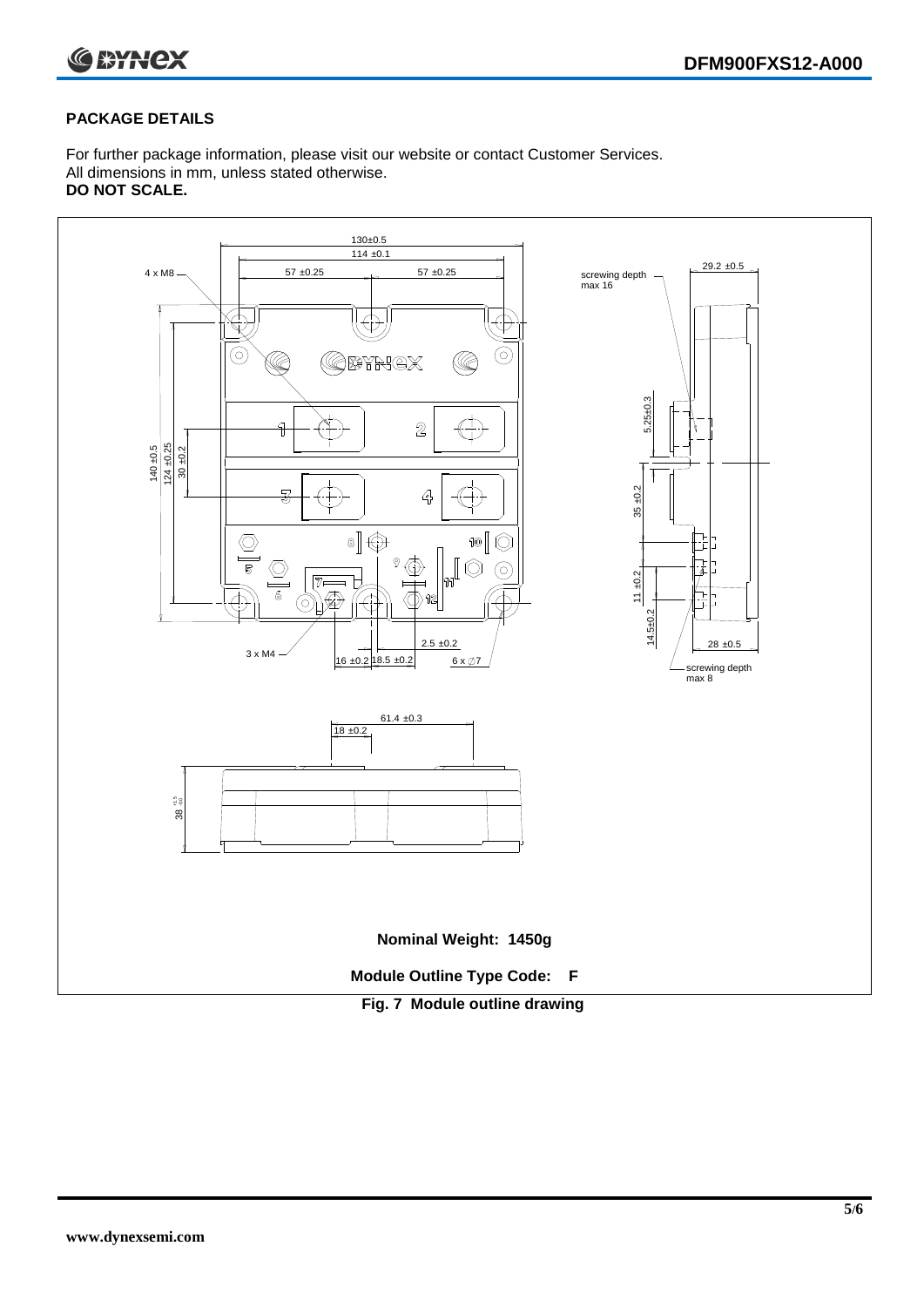## PACKAGE DETAILS

For further package information, please visit our website or contact Customer Services.
All dimensions in mm, unless stated otherwise.
**DO NOT SCALE.**

**Nominal Weight: 1450g**

**Module Outline Type Code: F**

**Fig. 7 Module outline drawing**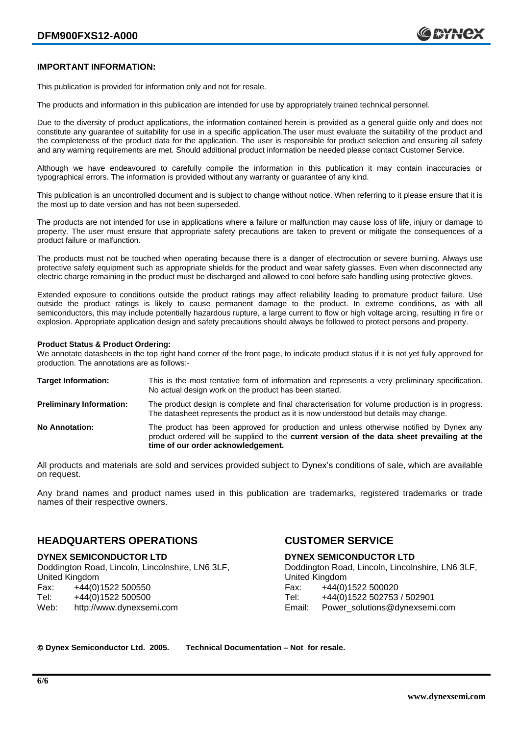**IMPORTANT INFORMATION:**

This publication is provided for information only and not for resale.

The products and information in this publication are intended for use by appropriately trained technical personnel.

Due to the diversity of product applications, the information contained herein is provided as a general guide only and does not constitute any guarantee of suitability for use in a specific application.The user must evaluate the suitability of the product and the completeness of the product data for the application. The user is responsible for product selection and ensuring all safety and any warning requirements are met. Should additional product information be needed please contact Customer Service.

Although we have endeavoured to carefully compile the information in this publication it may contain inaccuracies or typographical errors. The information is provided without any warranty or guarantee of any kind.

This publication is an uncontrolled document and is subject to change without notice. When referring to it please ensure that it is the most up to date version and has not been superseded.

The products are not intended for use in applications where a failure or malfunction may cause loss of life, injury or damage to property. The user must ensure that appropriate safety precautions are taken to prevent or mitigate the consequences of a product failure or malfunction.

The products must not be touched when operating because there is a danger of electrocution or severe burning. Always use protective safety equipment such as appropriate shields for the product and wear safety glasses. Even when disconnected any electric charge remaining in the product must be discharged and allowed to cool before safe handling using protective gloves.

Extended exposure to conditions outside the product ratings may affect reliability leading to premature product failure. Use outside the product ratings is likely to cause permanent damage to the product. In extreme conditions, as with all semiconductors, this may include potentially hazardous rupture, a large current to flow or high voltage arcing, resulting in fire or explosion. Appropriate application design and safety precautions should always be followed to protect persons and property.

**Product Status & Product Ordering:**

We annotate datasheets in the top right hand corner of the front page, to indicate product status if it is not yet fully approved for production. The annotations are as follows:-

| | |
|---|---|
| **Target Information:** | This is the most tentative form of information and represents a very preliminary specification. No actual design work on the product has been started. |
| **Preliminary Information:** | The product design is complete and final characterisation for volume production is in progress. The datasheet represents the product as it is now understood but details may change. |
| **No Annotation:** | The product has been approved for production and unless otherwise notified by Dynex any product ordered will be supplied to the **current version of the data sheet prevailing at the time of our order acknowledgement.** |

All products and materials are sold and services provided subject to Dynex's conditions of sale, which are available on request.

Any brand names and product names used in this publication are trademarks, registered trademarks or trade names of their respective owners.

## HEADQUARTERS OPERATIONS

**DYNEX SEMICONDUCTOR LTD**

Doddington Road, Lincoln, Lincolnshire, LN6 3LF,
United Kingdom
Fax: +44(0)1522 500550
Tel: +44(0)1522 500500
Web: http://www.dynexsemi.com

## CUSTOMER SERVICE

**DYNEX SEMICONDUCTOR LTD**

Doddington Road, Lincoln, Lincolnshire, LN6 3LF,
United Kingdom
Fax: +44(0)1522 500020
Tel: +44(0)1522 502753 / 502901
Email: Power_solutions@dynexsemi.com

**© Dynex Semiconductor Ltd. 2005. Technical Documentation – Not for resale.**